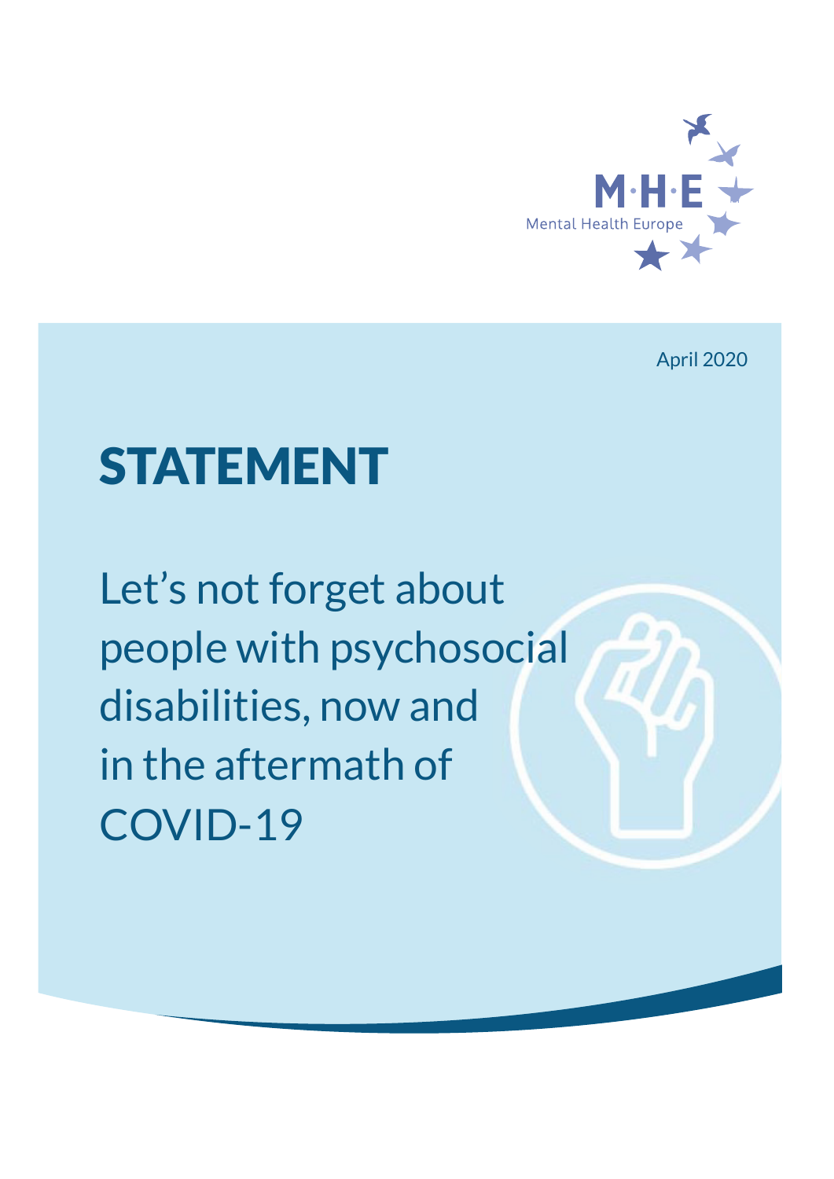M·H·E
Mental Health Europe

April 2020

# STATEMENT

## Let's not forget about people with psychosocial disabilities, now and in the aftermath of COVID-19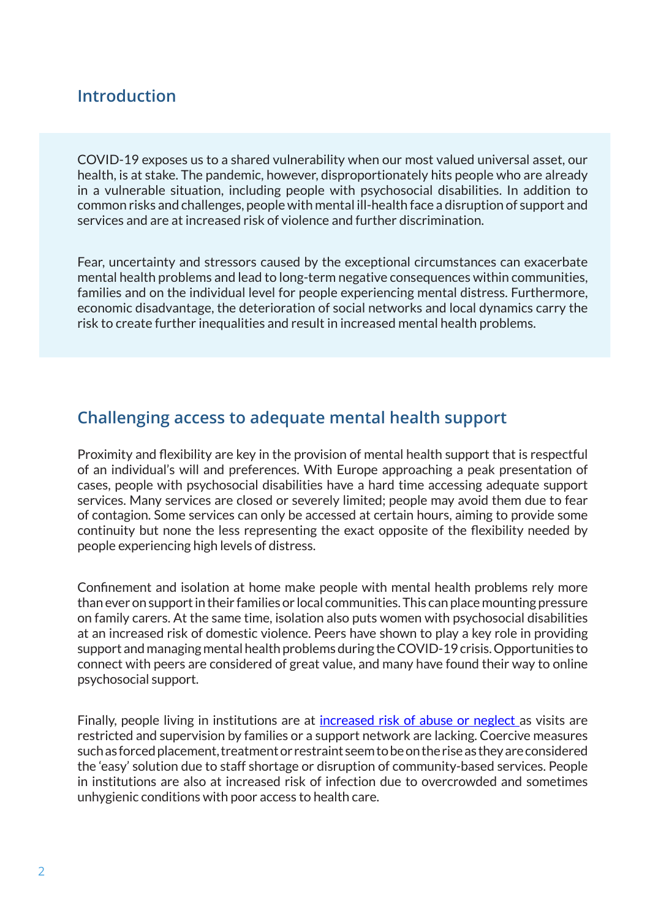## Introduction

COVID-19 exposes us to a shared vulnerability when our most valued universal asset, our health, is at stake. The pandemic, however, disproportionately hits people who are already in a vulnerable situation, including people with psychosocial disabilities. In addition to common risks and challenges, people with mental ill-health face a disruption of support and services and are at increased risk of violence and further discrimination.

Fear, uncertainty and stressors caused by the exceptional circumstances can exacerbate mental health problems and lead to long-term negative consequences within communities, families and on the individual level for people experiencing mental distress. Furthermore, economic disadvantage, the deterioration of social networks and local dynamics carry the risk to create further inequalities and result in increased mental health problems.

## Challenging access to adequate mental health support

Proximity and flexibility are key in the provision of mental health support that is respectful of an individual's will and preferences. With Europe approaching a peak presentation of cases, people with psychosocial disabilities have a hard time accessing adequate support services. Many services are closed or severely limited; people may avoid them due to fear of contagion. Some services can only be accessed at certain hours, aiming to provide some continuity but none the less representing the exact opposite of the flexibility needed by people experiencing high levels of distress.

Confinement and isolation at home make people with mental health problems rely more than ever on support in their families or local communities. This can place mounting pressure on family carers. At the same time, isolation also puts women with psychosocial disabilities at an increased risk of domestic violence. Peers have shown to play a key role in providing support and managing mental health problems during the COVID-19 crisis. Opportunities to connect with peers are considered of great value, and many have found their way to online psychosocial support.

Finally, people living in institutions are at increased risk of abuse or neglect as visits are restricted and supervision by families or a support network are lacking. Coercive measures such as forced placement, treatment or restraint seem to be on the rise as they are considered the 'easy' solution due to staff shortage or disruption of community-based services. People in institutions are also at increased risk of infection due to overcrowded and sometimes unhygienic conditions with poor access to health care.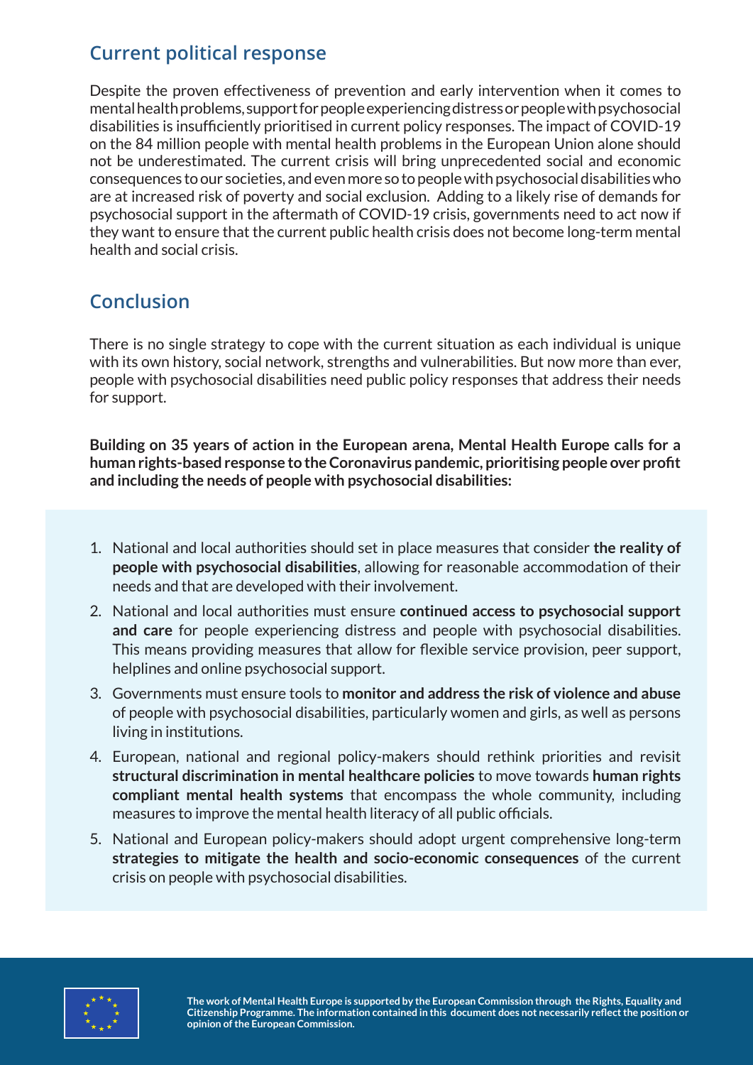## Current political response

Despite the proven effectiveness of prevention and early intervention when it comes to mental health problems, support for people experiencing distress or people with psychosocial disabilities is insufficiently prioritised in current policy responses. The impact of COVID-19 on the 84 million people with mental health problems in the European Union alone should not be underestimated. The current crisis will bring unprecedented social and economic consequences to our societies, and even more so to people with psychosocial disabilities who are at increased risk of poverty and social exclusion. Adding to a likely rise of demands for psychosocial support in the aftermath of COVID-19 crisis, governments need to act now if they want to ensure that the current public health crisis does not become long-term mental health and social crisis.

## Conclusion

There is no single strategy to cope with the current situation as each individual is unique with its own history, social network, strengths and vulnerabilities. But now more than ever, people with psychosocial disabilities need public policy responses that address their needs for support.

**Building on 35 years of action in the European arena, Mental Health Europe calls for a human rights-based response to the Coronavirus pandemic, prioritising people over profit and including the needs of people with psychosocial disabilities:**

1. National and local authorities should set in place measures that consider **the reality of people with psychosocial disabilities**, allowing for reasonable accommodation of their needs and that are developed with their involvement.
2. National and local authorities must ensure **continued access to psychosocial support and care** for people experiencing distress and people with psychosocial disabilities. This means providing measures that allow for flexible service provision, peer support, helplines and online psychosocial support.
3. Governments must ensure tools to **monitor and address the risk of violence and abuse** of people with psychosocial disabilities, particularly women and girls, as well as persons living in institutions.
4. European, national and regional policy-makers should rethink priorities and revisit **structural discrimination in mental healthcare policies** to move towards **human rights compliant mental health systems** that encompass the whole community, including measures to improve the mental health literacy of all public officials.
5. National and European policy-makers should adopt urgent comprehensive long-term **strategies to mitigate the health and socio-economic consequences** of the current crisis on people with psychosocial disabilities.

**The work of Mental Health Europe is supported by the European Commission through the Rights, Equality and Citizenship Programme. The information contained in this document does not necessarily reflect the position or opinion of the European Commission.**